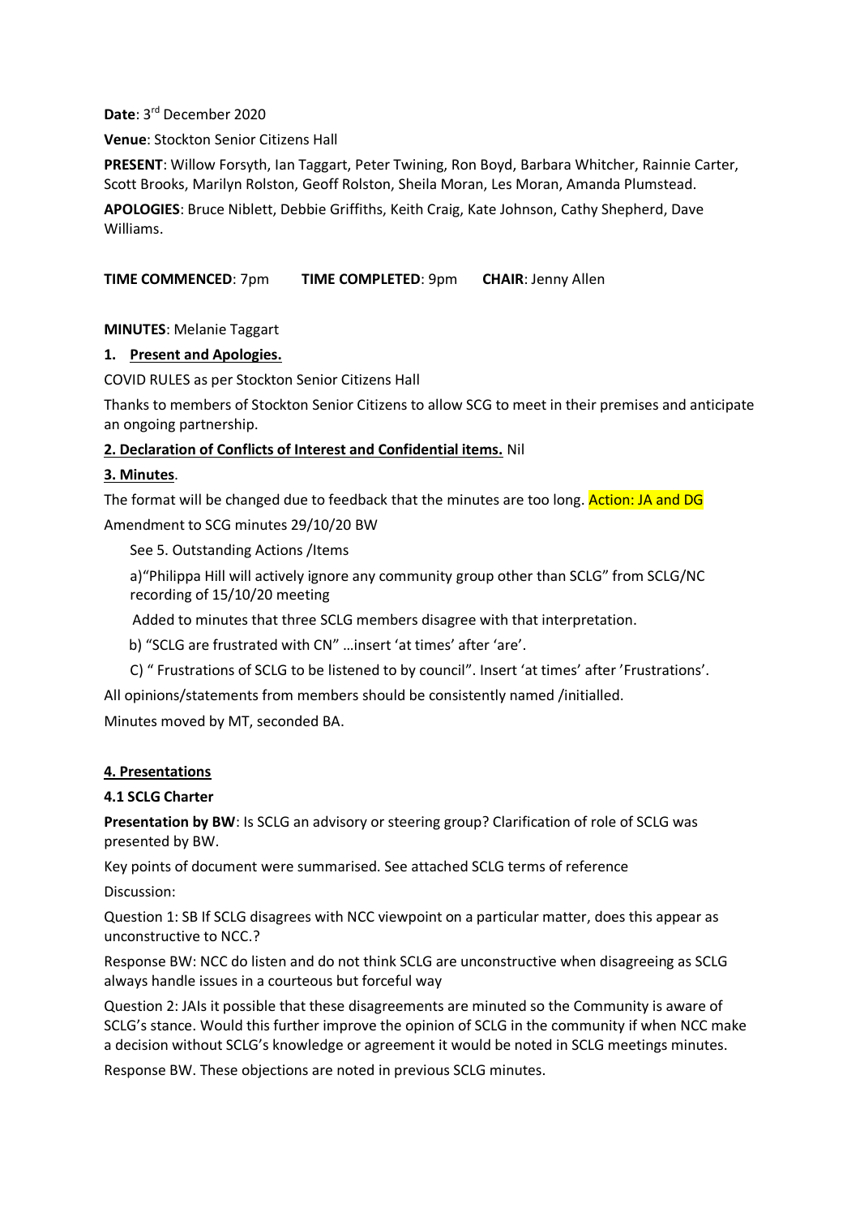**Date**: 3rd December 2020

**Venue**: Stockton Senior Citizens Hall

**PRESENT**: Willow Forsyth, Ian Taggart, Peter Twining, Ron Boyd, Barbara Whitcher, Rainnie Carter, Scott Brooks, Marilyn Rolston, Geoff Rolston, Sheila Moran, Les Moran, Amanda Plumstead.

**APOLOGIES**: Bruce Niblett, Debbie Griffiths, Keith Craig, Kate Johnson, Cathy Shepherd, Dave Williams.

**TIME COMMENCED**: 7pm **TIME COMPLETED**: 9pm **CHAIR**: Jenny Allen

**MINUTES**: Melanie Taggart

**1. Present and Apologies.**

COVID RULES as per Stockton Senior Citizens Hall

Thanks to members of Stockton Senior Citizens to allow SCG to meet in their premises and anticipate an ongoing partnership.

**2. Declaration of Conflicts of Interest and Confidential items.** Nil

**3. Minutes**.

The format will be changed due to feedback that the minutes are too long. Action: JA and DG

Amendment to SCG minutes 29/10/20 BW

See 5. Outstanding Actions /Items

a)"Philippa Hill will actively ignore any community group other than SCLG" from SCLG/NC recording of 15/10/20 meeting

Added to minutes that three SCLG members disagree with that interpretation.

b) "SCLG are frustrated with CN" …insert 'at times' after 'are'.

C) " Frustrations of SCLG to be listened to by council". Insert 'at times' after 'Frustrations'.

All opinions/statements from members should be consistently named /initialled.

Minutes moved by MT, seconded BA.

**4. Presentations**

**4.1 SCLG Charter**

**Presentation by BW**: Is SCLG an advisory or steering group? Clarification of role of SCLG was presented by BW.

Key points of document were summarised. See attached SCLG terms of reference

Discussion:

Question 1: SB If SCLG disagrees with NCC viewpoint on a particular matter, does this appear as unconstructive to NCC.?

Response BW: NCC do listen and do not think SCLG are unconstructive when disagreeing as SCLG always handle issues in a courteous but forceful way

Question 2: JAIs it possible that these disagreements are minuted so the Community is aware of SCLG's stance. Would this further improve the opinion of SCLG in the community if when NCC make a decision without SCLG's knowledge or agreement it would be noted in SCLG meetings minutes.

Response BW. These objections are noted in previous SCLG minutes.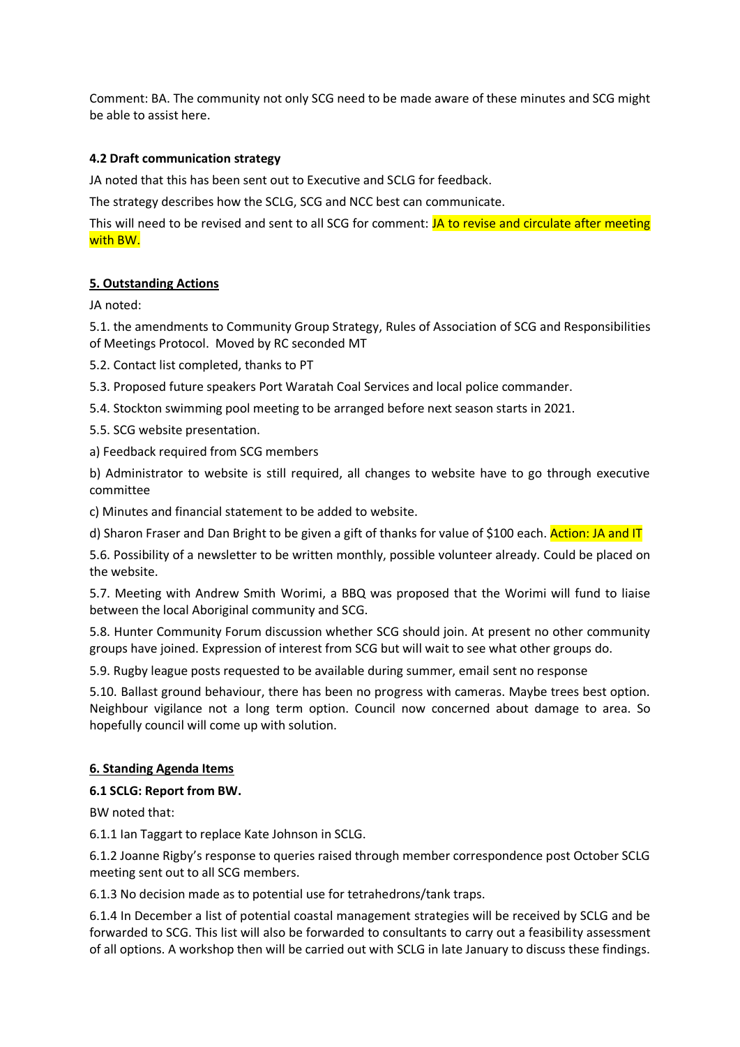Comment: BA. The community not only SCG need to be made aware of these minutes and SCG might be able to assist here.

**4.2 Draft communication strategy**

JA noted that this has been sent out to Executive and SCLG for feedback.

The strategy describes how the SCLG, SCG and NCC best can communicate.

This will need to be revised and sent to all SCG for comment: JA to revise and circulate after meeting with BW.

**5. Outstanding Actions**

JA noted:

5.1. the amendments to Community Group Strategy, Rules of Association of SCG and Responsibilities of Meetings Protocol. Moved by RC seconded MT

5.2. Contact list completed, thanks to PT

5.3. Proposed future speakers Port Waratah Coal Services and local police commander.

5.4. Stockton swimming pool meeting to be arranged before next season starts in 2021.

5.5. SCG website presentation.

a) Feedback required from SCG members

b) Administrator to website is still required, all changes to website have to go through executive committee

c) Minutes and financial statement to be added to website.

d) Sharon Fraser and Dan Bright to be given a gift of thanks for value of $100 each. Action: JA and IT

5.6. Possibility of a newsletter to be written monthly, possible volunteer already. Could be placed on the website.

5.7. Meeting with Andrew Smith Worimi, a BBQ was proposed that the Worimi will fund to liaise between the local Aboriginal community and SCG.

5.8. Hunter Community Forum discussion whether SCG should join. At present no other community groups have joined. Expression of interest from SCG but will wait to see what other groups do.

5.9. Rugby league posts requested to be available during summer, email sent no response

5.10. Ballast ground behaviour, there has been no progress with cameras. Maybe trees best option. Neighbour vigilance not a long term option. Council now concerned about damage to area. So hopefully council will come up with solution.

**6. Standing Agenda Items**

**6.1 SCLG: Report from BW.**

BW noted that:

6.1.1 Ian Taggart to replace Kate Johnson in SCLG.

6.1.2 Joanne Rigby's response to queries raised through member correspondence post October SCLG meeting sent out to all SCG members.

6.1.3 No decision made as to potential use for tetrahedrons/tank traps.

6.1.4 In December a list of potential coastal management strategies will be received by SCLG and be forwarded to SCG. This list will also be forwarded to consultants to carry out a feasibility assessment of all options. A workshop then will be carried out with SCLG in late January to discuss these findings.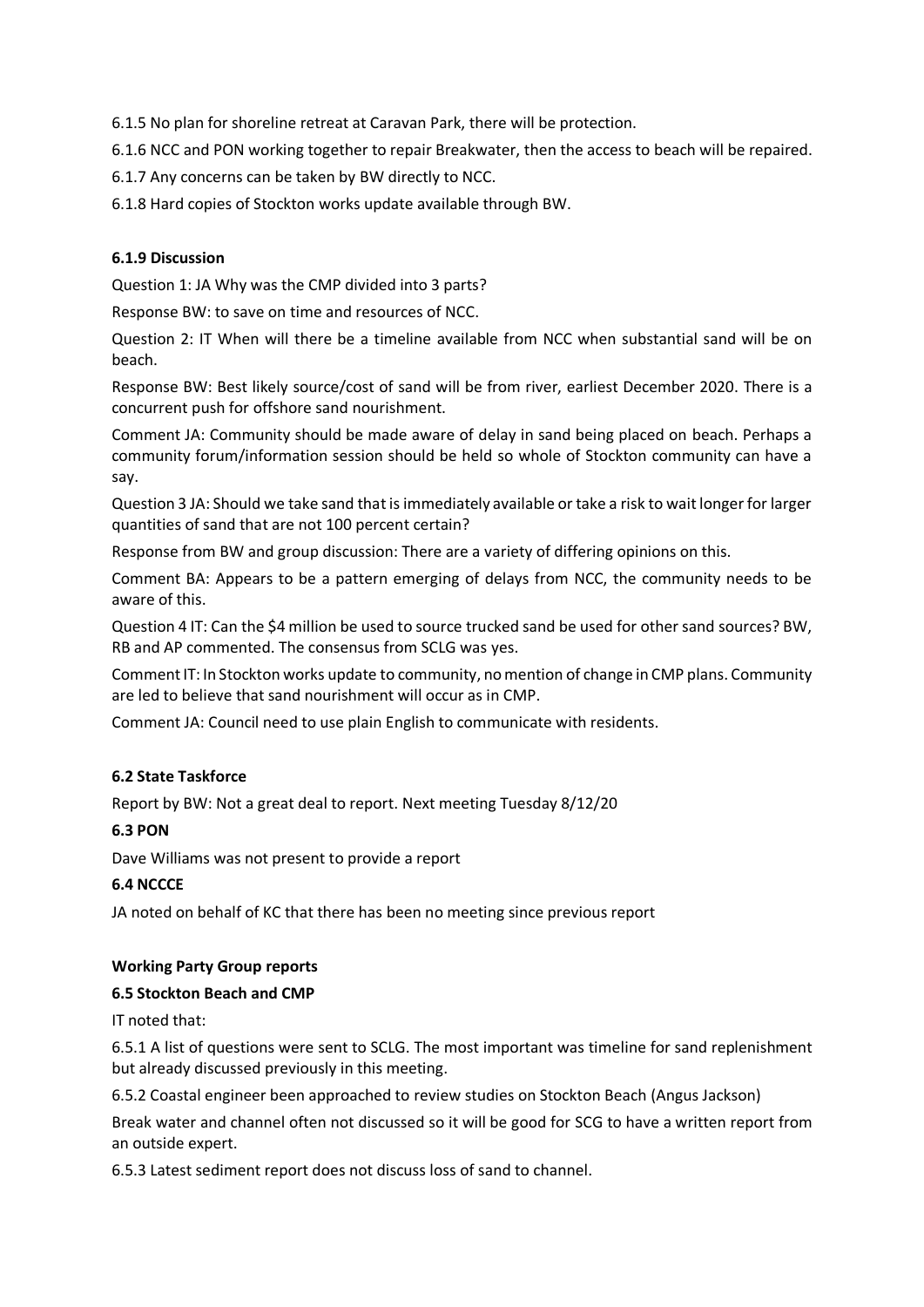6.1.5 No plan for shoreline retreat at Caravan Park, there will be protection.

6.1.6 NCC and PON working together to repair Breakwater, then the access to beach will be repaired.

6.1.7 Any concerns can be taken by BW directly to NCC.

6.1.8 Hard copies of Stockton works update available through BW.

**6.1.9 Discussion**

Question 1: JA Why was the CMP divided into 3 parts?

Response BW: to save on time and resources of NCC.

Question 2: IT When will there be a timeline available from NCC when substantial sand will be on beach.

Response BW: Best likely source/cost of sand will be from river, earliest December 2020. There is a concurrent push for offshore sand nourishment.

Comment JA: Community should be made aware of delay in sand being placed on beach. Perhaps a community forum/information session should be held so whole of Stockton community can have a say.

Question 3 JA: Should we take sand that is immediately available or take a risk to wait longer for larger quantities of sand that are not 100 percent certain?

Response from BW and group discussion: There are a variety of differing opinions on this.

Comment BA: Appears to be a pattern emerging of delays from NCC, the community needs to be aware of this.

Question 4 IT: Can the $4 million be used to source trucked sand be used for other sand sources? BW, RB and AP commented. The consensus from SCLG was yes.

Comment IT: In Stockton works update to community, no mention of change in CMP plans. Community are led to believe that sand nourishment will occur as in CMP.

Comment JA: Council need to use plain English to communicate with residents.

**6.2 State Taskforce**

Report by BW: Not a great deal to report. Next meeting Tuesday 8/12/20

**6.3 PON**

Dave Williams was not present to provide a report

**6.4 NCCCE**

JA noted on behalf of KC that there has been no meeting since previous report

**Working Party Group reports**

**6.5 Stockton Beach and CMP**

IT noted that:

6.5.1 A list of questions were sent to SCLG. The most important was timeline for sand replenishment but already discussed previously in this meeting.

6.5.2 Coastal engineer been approached to review studies on Stockton Beach (Angus Jackson)

Break water and channel often not discussed so it will be good for SCG to have a written report from an outside expert.

6.5.3 Latest sediment report does not discuss loss of sand to channel.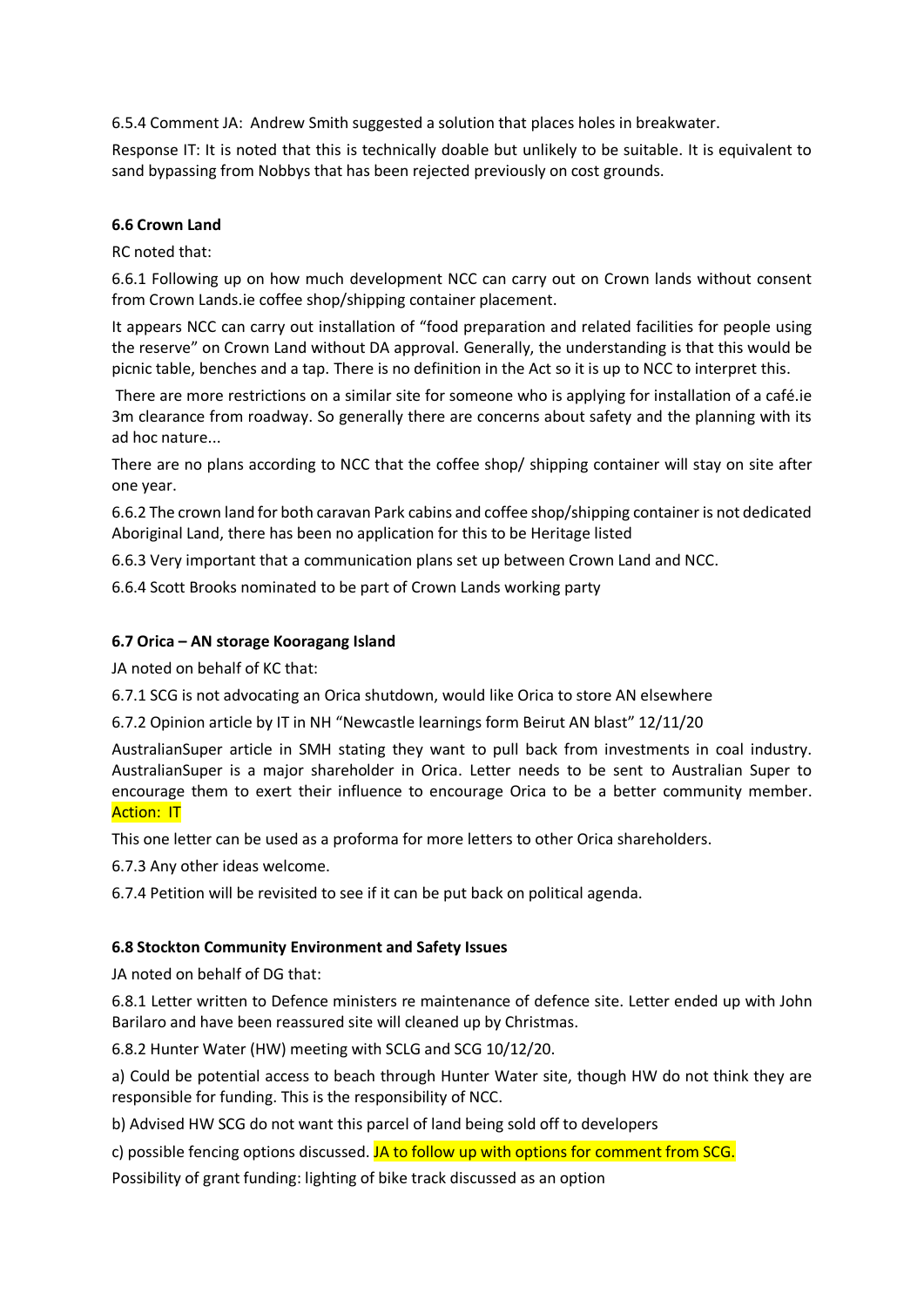6.5.4 Comment JA: Andrew Smith suggested a solution that places holes in breakwater.

Response IT: It is noted that this is technically doable but unlikely to be suitable. It is equivalent to sand bypassing from Nobbys that has been rejected previously on cost grounds.

**6.6 Crown Land**

RC noted that:

6.6.1 Following up on how much development NCC can carry out on Crown lands without consent from Crown Lands.ie coffee shop/shipping container placement.

It appears NCC can carry out installation of "food preparation and related facilities for people using the reserve" on Crown Land without DA approval. Generally, the understanding is that this would be picnic table, benches and a tap. There is no definition in the Act so it is up to NCC to interpret this.

There are more restrictions on a similar site for someone who is applying for installation of a café.ie 3m clearance from roadway. So generally there are concerns about safety and the planning with its ad hoc nature...

There are no plans according to NCC that the coffee shop/ shipping container will stay on site after one year.

6.6.2 The crown land for both caravan Park cabins and coffee shop/shipping container is not dedicated Aboriginal Land, there has been no application for this to be Heritage listed

6.6.3 Very important that a communication plans set up between Crown Land and NCC.

6.6.4 Scott Brooks nominated to be part of Crown Lands working party

**6.7 Orica – AN storage Kooragang Island**

JA noted on behalf of KC that:

6.7.1 SCG is not advocating an Orica shutdown, would like Orica to store AN elsewhere

6.7.2 Opinion article by IT in NH "Newcastle learnings form Beirut AN blast" 12/11/20

AustralianSuper article in SMH stating they want to pull back from investments in coal industry. AustralianSuper is a major shareholder in Orica. Letter needs to be sent to Australian Super to encourage them to exert their influence to encourage Orica to be a better community member. Action: IT

This one letter can be used as a proforma for more letters to other Orica shareholders.

6.7.3 Any other ideas welcome.

6.7.4 Petition will be revisited to see if it can be put back on political agenda.

**6.8 Stockton Community Environment and Safety Issues**

JA noted on behalf of DG that:

6.8.1 Letter written to Defence ministers re maintenance of defence site. Letter ended up with John Barilaro and have been reassured site will cleaned up by Christmas.

6.8.2 Hunter Water (HW) meeting with SCLG and SCG 10/12/20.

a) Could be potential access to beach through Hunter Water site, though HW do not think they are responsible for funding. This is the responsibility of NCC.

b) Advised HW SCG do not want this parcel of land being sold off to developers

c) possible fencing options discussed. JA to follow up with options for comment from SCG.

Possibility of grant funding: lighting of bike track discussed as an option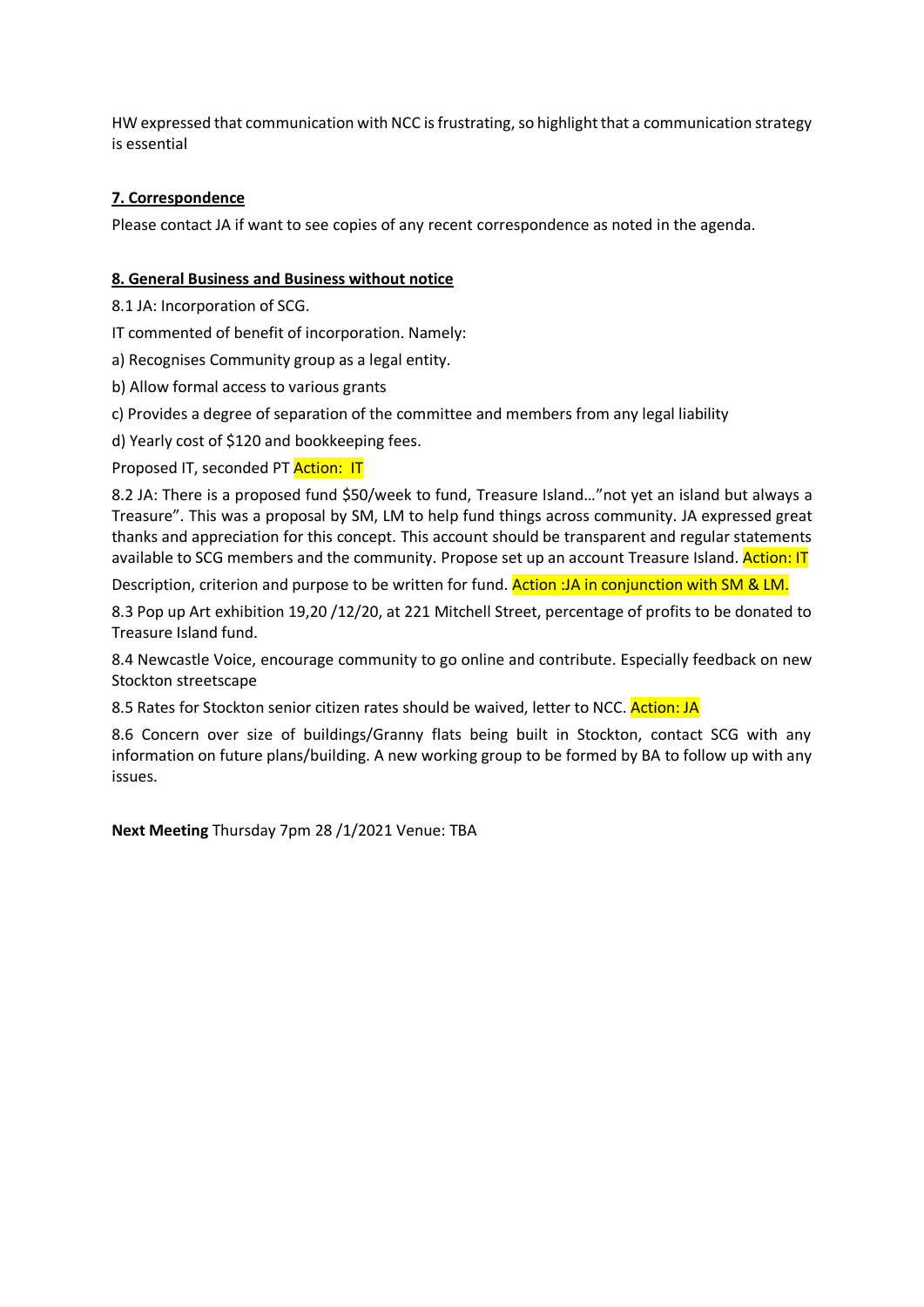HW expressed that communication with NCC is frustrating, so highlight that a communication strategy is essential

**7. Correspondence**

Please contact JA if want to see copies of any recent correspondence as noted in the agenda.

**8. General Business and Business without notice**

8.1 JA: Incorporation of SCG.

IT commented of benefit of incorporation. Namely:

a) Recognises Community group as a legal entity.

b) Allow formal access to various grants

c) Provides a degree of separation of the committee and members from any legal liability

d) Yearly cost of $120 and bookkeeping fees.

Proposed IT, seconded PT Action: IT

8.2 JA: There is a proposed fund $50/week to fund, Treasure Island…"not yet an island but always a Treasure". This was a proposal by SM, LM to help fund things across community. JA expressed great thanks and appreciation for this concept. This account should be transparent and regular statements available to SCG members and the community. Propose set up an account Treasure Island. Action: IT

Description, criterion and purpose to be written for fund. Action :JA in conjunction with SM & LM.

8.3 Pop up Art exhibition 19,20 /12/20, at 221 Mitchell Street, percentage of profits to be donated to Treasure Island fund.

8.4 Newcastle Voice, encourage community to go online and contribute. Especially feedback on new Stockton streetscape

8.5 Rates for Stockton senior citizen rates should be waived, letter to NCC. Action: JA

8.6 Concern over size of buildings/Granny flats being built in Stockton, contact SCG with any information on future plans/building. A new working group to be formed by BA to follow up with any issues.

**Next Meeting** Thursday 7pm 28 /1/2021 Venue: TBA